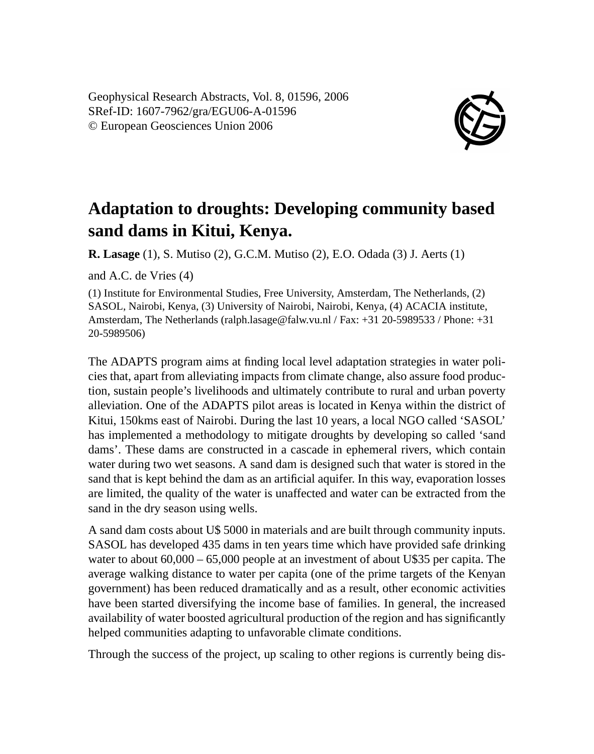Geophysical Research Abstracts, Vol. 8, 01596, 2006
SRef-ID: 1607-7962/gra/EGU06-A-01596
© European Geosciences Union 2006

# Adaptation to droughts: Developing community based sand dams in Kitui, Kenya.

**R. Lasage** (1), S. Mutiso (2), G.C.M. Mutiso (2), E.O. Odada (3) J. Aerts (1) and A.C. de Vries (4)

(1) Institute for Environmental Studies, Free University, Amsterdam, The Netherlands, (2) SASOL, Nairobi, Kenya, (3) University of Nairobi, Nairobi, Kenya, (4) ACACIA institute, Amsterdam, The Netherlands (ralph.lasage@falw.vu.nl / Fax: +31 20-5989533 / Phone: +31 20-5989506)

The ADAPTS program aims at finding local level adaptation strategies in water policies that, apart from alleviating impacts from climate change, also assure food production, sustain people's livelihoods and ultimately contribute to rural and urban poverty alleviation. One of the ADAPTS pilot areas is located in Kenya within the district of Kitui, 150kms east of Nairobi. During the last 10 years, a local NGO called 'SASOL' has implemented a methodology to mitigate droughts by developing so called 'sand dams'. These dams are constructed in a cascade in ephemeral rivers, which contain water during two wet seasons. A sand dam is designed such that water is stored in the sand that is kept behind the dam as an artificial aquifer. In this way, evaporation losses are limited, the quality of the water is unaffected and water can be extracted from the sand in the dry season using wells.

A sand dam costs about U$ 5000 in materials and are built through community inputs. SASOL has developed 435 dams in ten years time which have provided safe drinking water to about 60,000 – 65,000 people at an investment of about U$35 per capita. The average walking distance to water per capita (one of the prime targets of the Kenyan government) has been reduced dramatically and as a result, other economic activities have been started diversifying the income base of families. In general, the increased availability of water boosted agricultural production of the region and has significantly helped communities adapting to unfavorable climate conditions.

Through the success of the project, up scaling to other regions is currently being dis-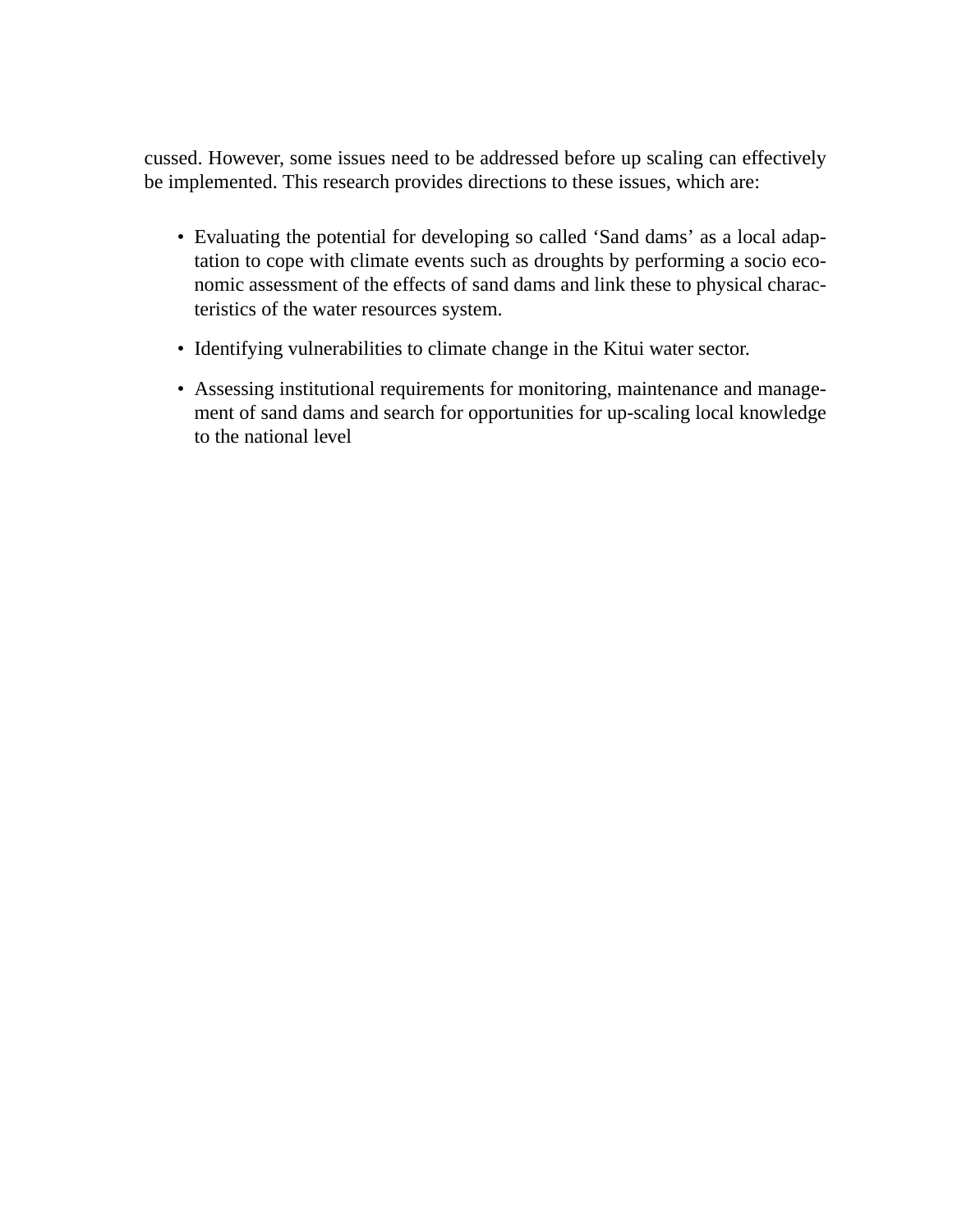cussed. However, some issues need to be addressed before up scaling can effectively be implemented. This research provides directions to these issues, which are:

- Evaluating the potential for developing so called ‘Sand dams’ as a local adaptation to cope with climate events such as droughts by performing a socio economic assessment of the effects of sand dams and link these to physical characteristics of the water resources system.
- Identifying vulnerabilities to climate change in the Kitui water sector.
- Assessing institutional requirements for monitoring, maintenance and management of sand dams and search for opportunities for up-scaling local knowledge to the national level